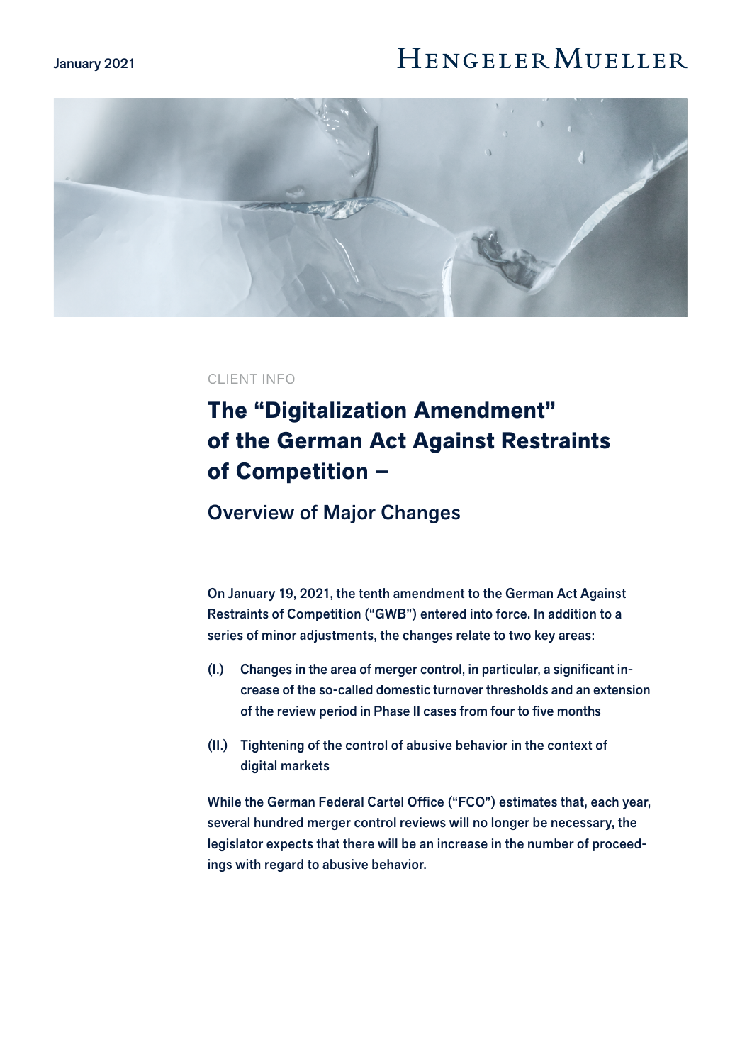January 2021

HENGELER MUELLER

CLIENT INFO

# The "Digitalization Amendment" of the German Act Against Restraints of Competition –

## Overview of Major Changes

**On January 19, 2021, the tenth amendment to the German Act Against Restraints of Competition ("GWB") entered into force. In addition to a series of minor adjustments, the changes relate to two key areas:**

**(I.) Changes in the area of merger control, in particular, a significant increase of the so-called domestic turnover thresholds and an extension of the review period in Phase II cases from four to five months**

**(II.) Tightening of the control of abusive behavior in the context of digital markets**

**While the German Federal Cartel Office ("FCO") estimates that, each year, several hundred merger control reviews will no longer be necessary, the legislator expects that there will be an increase in the number of proceedings with regard to abusive behavior.**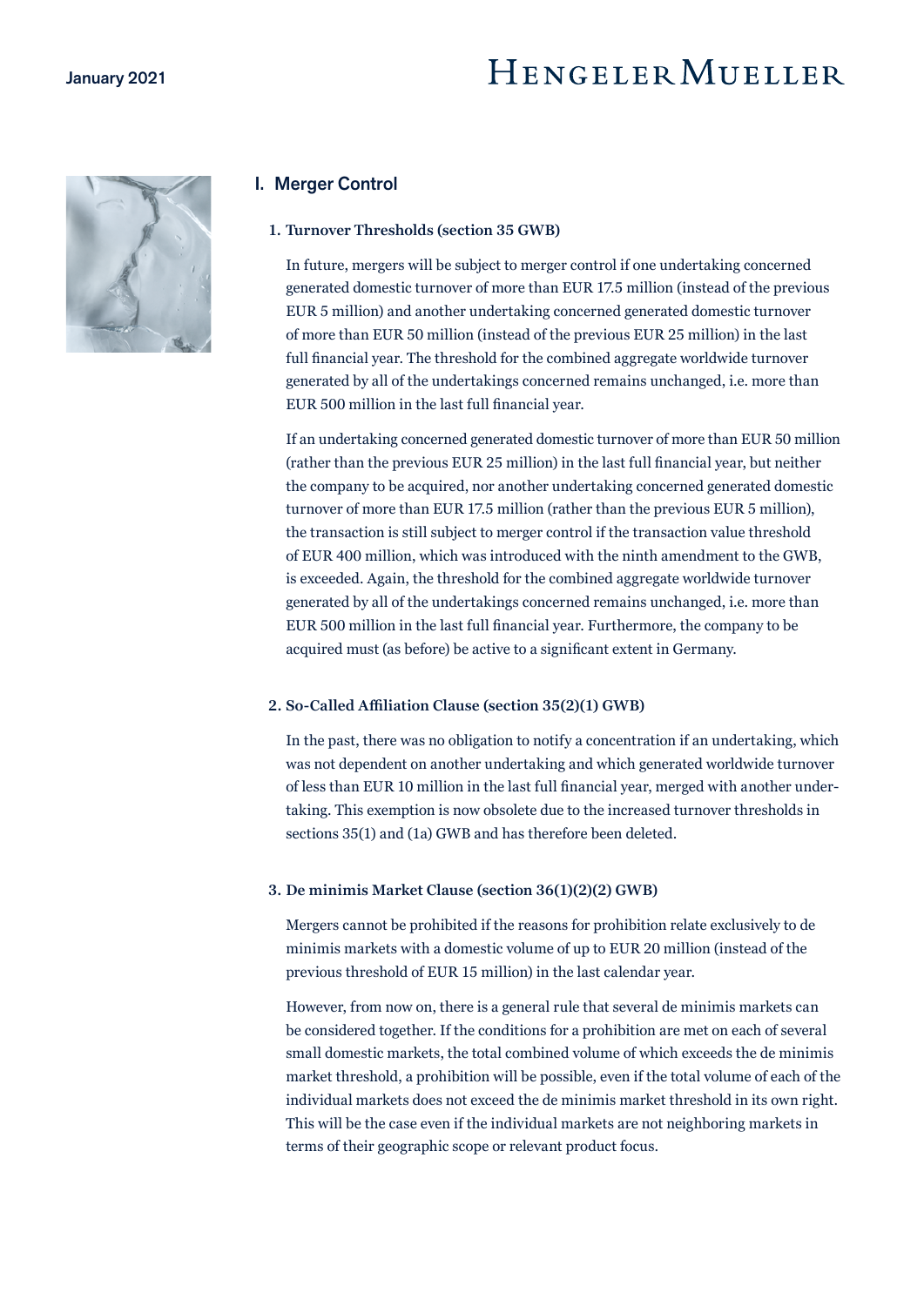## I. Merger Control

### 1. Turnover Thresholds (section 35 GWB)

In future, mergers will be subject to merger control if one undertaking concerned generated domestic turnover of more than EUR 17.5 million (instead of the previous EUR 5 million) and another undertaking concerned generated domestic turnover of more than EUR 50 million (instead of the previous EUR 25 million) in the last full financial year. The threshold for the combined aggregate worldwide turnover generated by all of the undertakings concerned remains unchanged, i.e. more than EUR 500 million in the last full financial year.

If an undertaking concerned generated domestic turnover of more than EUR 50 million (rather than the previous EUR 25 million) in the last full financial year, but neither the company to be acquired, nor another undertaking concerned generated domestic turnover of more than EUR 17.5 million (rather than the previous EUR 5 million), the transaction is still subject to merger control if the transaction value threshold of EUR 400 million, which was introduced with the ninth amendment to the GWB, is exceeded. Again, the threshold for the combined aggregate worldwide turnover generated by all of the undertakings concerned remains unchanged, i.e. more than EUR 500 million in the last full financial year. Furthermore, the company to be acquired must (as before) be active to a significant extent in Germany.

### 2. So-Called Affiliation Clause (section 35(2)(1) GWB)

In the past, there was no obligation to notify a concentration if an undertaking, which was not dependent on another undertaking and which generated worldwide turnover of less than EUR 10 million in the last full financial year, merged with another undertaking. This exemption is now obsolete due to the increased turnover thresholds in sections 35(1) and (1a) GWB and has therefore been deleted.

### 3. De minimis Market Clause (section 36(1)(2)(2) GWB)

Mergers cannot be prohibited if the reasons for prohibition relate exclusively to de minimis markets with a domestic volume of up to EUR 20 million (instead of the previous threshold of EUR 15 million) in the last calendar year.

However, from now on, there is a general rule that several de minimis markets can be considered together. If the conditions for a prohibition are met on each of several small domestic markets, the total combined volume of which exceeds the de minimis market threshold, a prohibition will be possible, even if the total volume of each of the individual markets does not exceed the de minimis market threshold in its own right. This will be the case even if the individual markets are not neighboring markets in terms of their geographic scope or relevant product focus.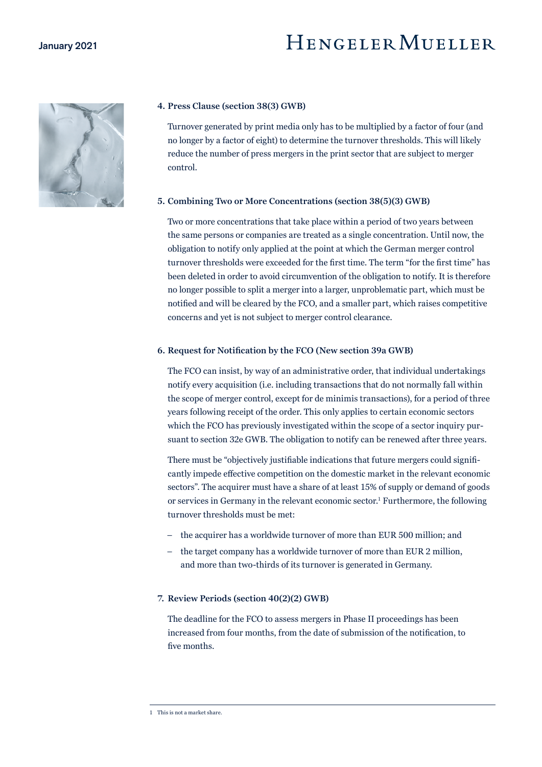### 4. Press Clause (section 38(3) GWB)

Turnover generated by print media only has to be multiplied by a factor of four (and no longer by a factor of eight) to determine the turnover thresholds. This will likely reduce the number of press mergers in the print sector that are subject to merger control.

### 5. Combining Two or More Concentrations (section 38(5)(3) GWB)

Two or more concentrations that take place within a period of two years between the same persons or companies are treated as a single concentration. Until now, the obligation to notify only applied at the point at which the German merger control turnover thresholds were exceeded for the first time. The term "for the first time" has been deleted in order to avoid circumvention of the obligation to notify. It is therefore no longer possible to split a merger into a larger, unproblematic part, which must be notified and will be cleared by the FCO, and a smaller part, which raises competitive concerns and yet is not subject to merger control clearance.

### 6. Request for Notification by the FCO (New section 39a GWB)

The FCO can insist, by way of an administrative order, that individual undertakings notify every acquisition (i.e. including transactions that do not normally fall within the scope of merger control, except for de minimis transactions), for a period of three years following receipt of the order. This only applies to certain economic sectors which the FCO has previously investigated within the scope of a sector inquiry pursuant to section 32e GWB. The obligation to notify can be renewed after three years.

There must be "objectively justifiable indications that future mergers could significantly impede effective competition on the domestic market in the relevant economic sectors". The acquirer must have a share of at least 15% of supply or demand of goods or services in Germany in the relevant economic sector.[1] Furthermore, the following turnover thresholds must be met:

- the acquirer has a worldwide turnover of more than EUR 500 million; and
- the target company has a worldwide turnover of more than EUR 2 million, and more than two-thirds of its turnover is generated in Germany.

### 7. Review Periods (section 40(2)(2) GWB)

The deadline for the FCO to assess mergers in Phase II proceedings has been increased from four months, from the date of submission of the notification, to five months.

---

[1] This is not a market share.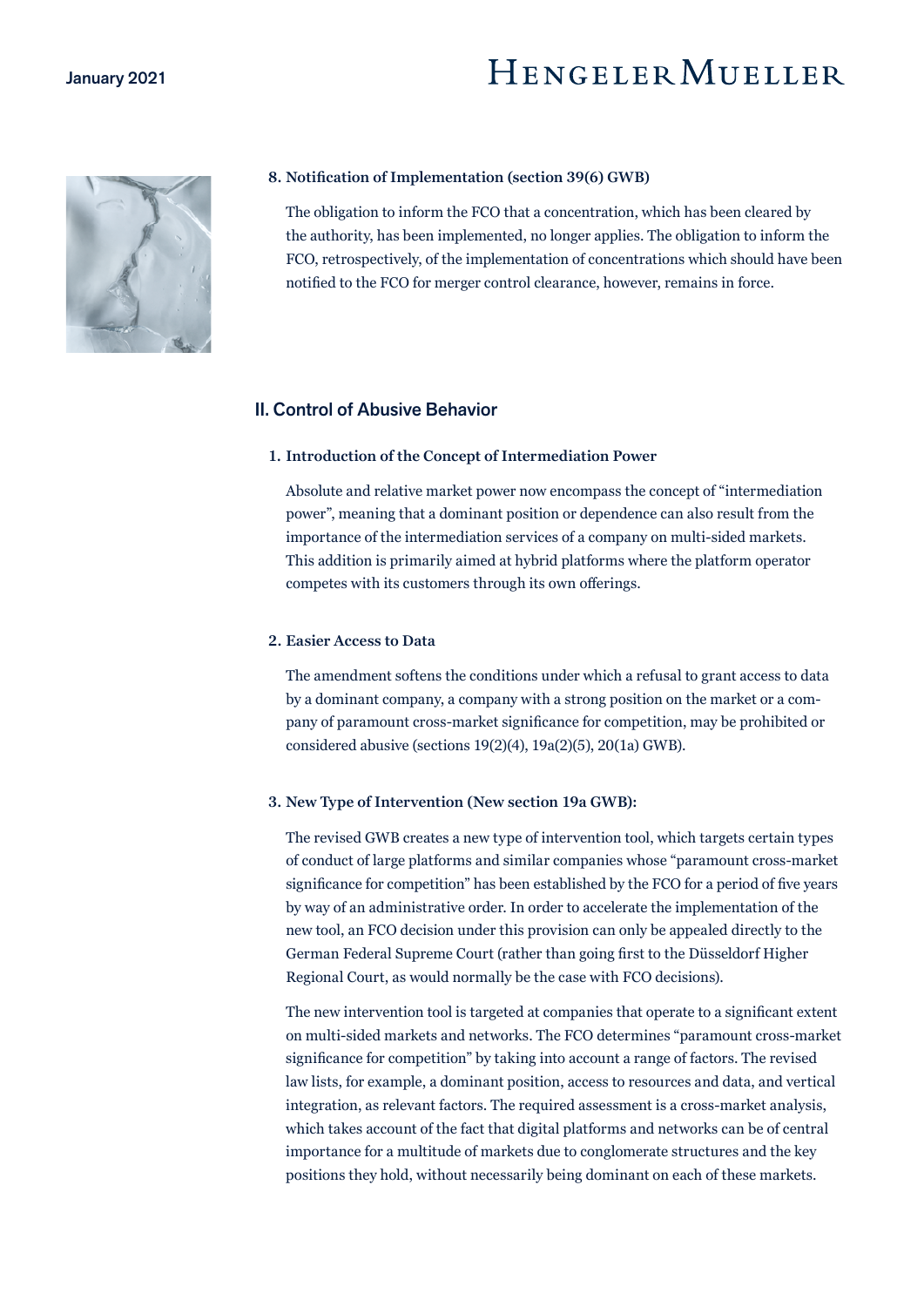### 8. Notification of Implementation (section 39(6) GWB)

The obligation to inform the FCO that a concentration, which has been cleared by the authority, has been implemented, no longer applies. The obligation to inform the FCO, retrospectively, of the implementation of concentrations which should have been notified to the FCO for merger control clearance, however, remains in force.

## II. Control of Abusive Behavior

### 1. Introduction of the Concept of Intermediation Power

Absolute and relative market power now encompass the concept of "intermediation power", meaning that a dominant position or dependence can also result from the importance of the intermediation services of a company on multi-sided markets. This addition is primarily aimed at hybrid platforms where the platform operator competes with its customers through its own offerings.

### 2. Easier Access to Data

The amendment softens the conditions under which a refusal to grant access to data by a dominant company, a company with a strong position on the market or a company of paramount cross-market significance for competition, may be prohibited or considered abusive (sections 19(2)(4), 19a(2)(5), 20(1a) GWB).

### 3. New Type of Intervention (New section 19a GWB):

The revised GWB creates a new type of intervention tool, which targets certain types of conduct of large platforms and similar companies whose "paramount cross-market significance for competition" has been established by the FCO for a period of five years by way of an administrative order. In order to accelerate the implementation of the new tool, an FCO decision under this provision can only be appealed directly to the German Federal Supreme Court (rather than going first to the Düsseldorf Higher Regional Court, as would normally be the case with FCO decisions).

The new intervention tool is targeted at companies that operate to a significant extent on multi-sided markets and networks. The FCO determines "paramount cross-market significance for competition" by taking into account a range of factors. The revised law lists, for example, a dominant position, access to resources and data, and vertical integration, as relevant factors. The required assessment is a cross-market analysis, which takes account of the fact that digital platforms and networks can be of central importance for a multitude of markets due to conglomerate structures and the key positions they hold, without necessarily being dominant on each of these markets.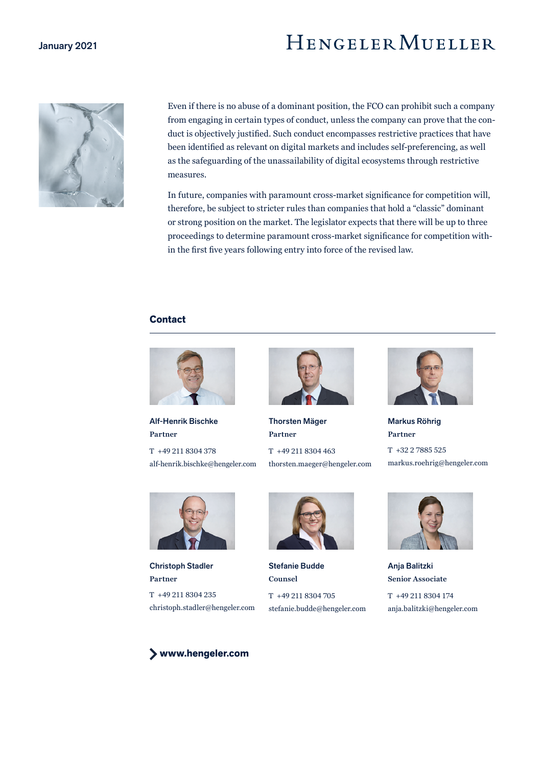Even if there is no abuse of a dominant position, the FCO can prohibit such a company from engaging in certain types of conduct, unless the company can prove that the conduct is objectively justified. Such conduct encompasses restrictive practices that have been identified as relevant on digital markets and includes self-preferencing, as well as the safeguarding of the unassailability of digital ecosystems through restrictive measures.

In future, companies with paramount cross-market significance for competition will, therefore, be subject to stricter rules than companies that hold a "classic" dominant or strong position on the market. The legislator expects that there will be up to three proceedings to determine paramount cross-market significance for competition within the first five years following entry into force of the revised law.

## Contact

**Alf-Henrik Bischke**
**Partner**
T +49 211 8304 378
alf-henrik.bischke@hengeler.com

**Thorsten Mäger**
**Partner**
T +49 211 8304 463
thorsten.maeger@hengeler.com

**Markus Röhrig**
**Partner**
T +32 2 7885 525
markus.roehrig@hengeler.com

**Christoph Stadler**
**Partner**
T +49 211 8304 235
christoph.stadler@hengeler.com

**Stefanie Budde**
**Counsel**
T +49 211 8304 705
stefanie.budde@hengeler.com

**Anja Balitzki**
**Senior Associate**
T +49 211 8304 174
anja.balitzki@hengeler.com

**www.hengeler.com**